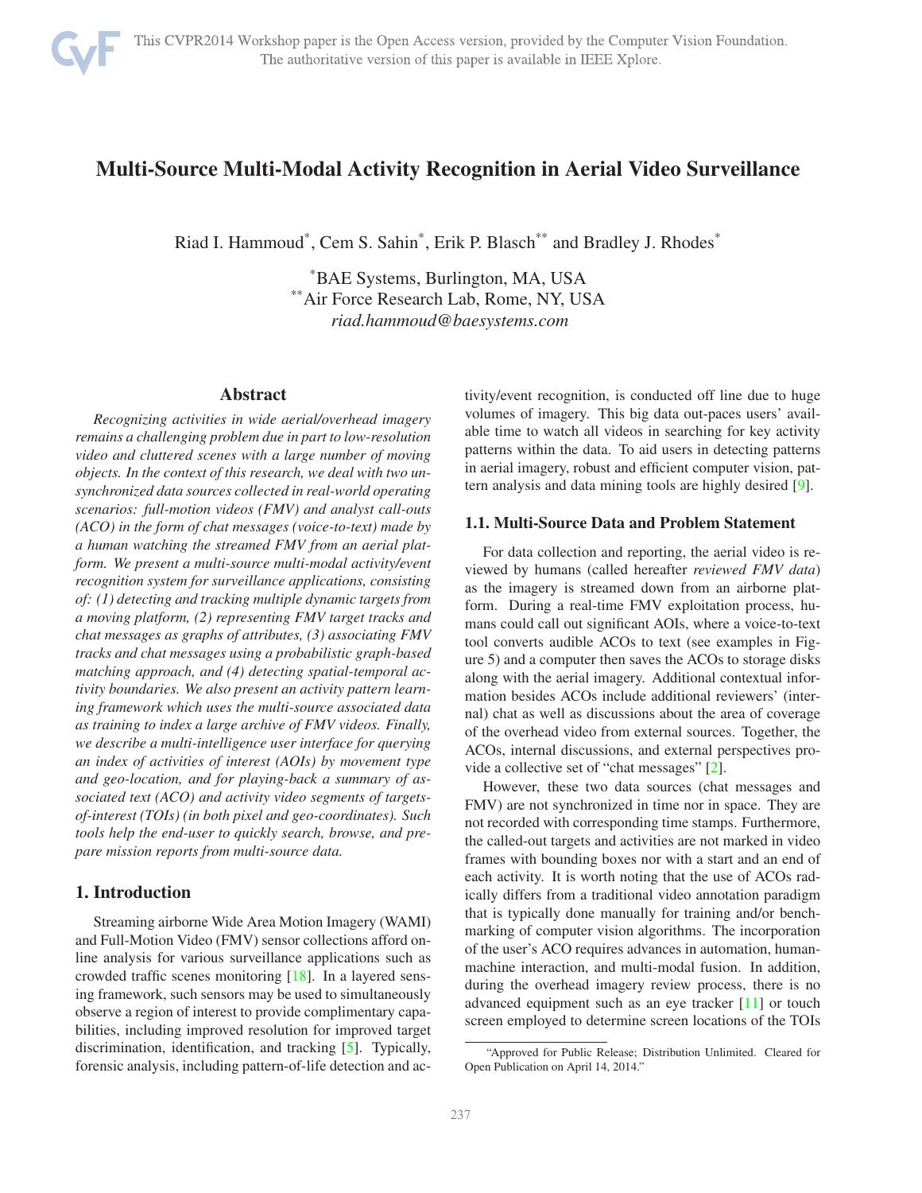# Multi-Source Multi-Modal Activity Recognition in Aerial Video Surveillance

Riad I. Hammoud[*], Cem S. Sahin[*], Erik P. Blasch[**] and Bradley J. Rhodes[*]

[*]BAE Systems, Burlington, MA, USA
[**]Air Force Research Lab, Rome, NY, USA
*riad.hammoud@baesystems.com*

## Abstract

*Recognizing activities in wide aerial/overhead imagery remains a challenging problem due in part to low-resolution video and cluttered scenes with a large number of moving objects. In the context of this research, we deal with two unsynchronized data sources collected in real-world operating scenarios: full-motion videos (FMV) and analyst call-outs (ACO) in the form of chat messages (voice-to-text) made by a human watching the streamed FMV from an aerial platform. We present a multi-source multi-modal activity/event recognition system for surveillance applications, consisting of: (1) detecting and tracking multiple dynamic targets from a moving platform, (2) representing FMV target tracks and chat messages as graphs of attributes, (3) associating FMV tracks and chat messages using a probabilistic graph-based matching approach, and (4) detecting spatial-temporal activity boundaries. We also present an activity pattern learning framework which uses the multi-source associated data as training to index a large archive of FMV videos. Finally, we describe a multi-intelligence user interface for querying an index of activities of interest (AOIs) by movement type and geo-location, and for playing-back a summary of associated text (ACO) and activity video segments of targets-of-interest (TOIs) (in both pixel and geo-coordinates). Such tools help the end-user to quickly search, browse, and prepare mission reports from multi-source data.*

## 1. Introduction

Streaming airborne Wide Area Motion Imagery (WAMI) and Full-Motion Video (FMV) sensor collections afford online analysis for various surveillance applications such as crowded traffic scenes monitoring [18]. In a layered sensing framework, such sensors may be used to simultaneously observe a region of interest to provide complimentary capabilities, including improved resolution for improved target discrimination, identification, and tracking [5]. Typically, forensic analysis, including pattern-of-life detection and activity/event recognition, is conducted off line due to huge volumes of imagery. This big data out-paces users' available time to watch all videos in searching for key activity patterns within the data. To aid users in detecting patterns in aerial imagery, robust and efficient computer vision, pattern analysis and data mining tools are highly desired [9].

### 1.1. Multi-Source Data and Problem Statement

For data collection and reporting, the aerial video is reviewed by humans (called hereafter *reviewed FMV data*) as the imagery is streamed down from an airborne platform. During a real-time FMV exploitation process, humans could call out significant AOIs, where a voice-to-text tool converts audible ACOs to text (see examples in Figure 5) and a computer then saves the ACOs to storage disks along with the aerial imagery. Additional contextual information besides ACOs include additional reviewers' (internal) chat as well as discussions about the area of coverage of the overhead video from external sources. Together, the ACOs, internal discussions, and external perspectives provide a collective set of "chat messages" [2].

However, these two data sources (chat messages and FMV) are not synchronized in time nor in space. They are not recorded with corresponding time stamps. Furthermore, the called-out targets and activities are not marked in video frames with bounding boxes nor with a start and an end of each activity. It is worth noting that the use of ACOs radically differs from a traditional video annotation paradigm that is typically done manually for training and/or benchmarking of computer vision algorithms. The incorporation of the user's ACO requires advances in automation, human-machine interaction, and multi-modal fusion. In addition, during the overhead imagery review process, there is no advanced equipment such as an eye tracker [11] or touch screen employed to determine screen locations of the TOIs

"Approved for Public Release; Distribution Unlimited. Cleared for Open Publication on April 14, 2014."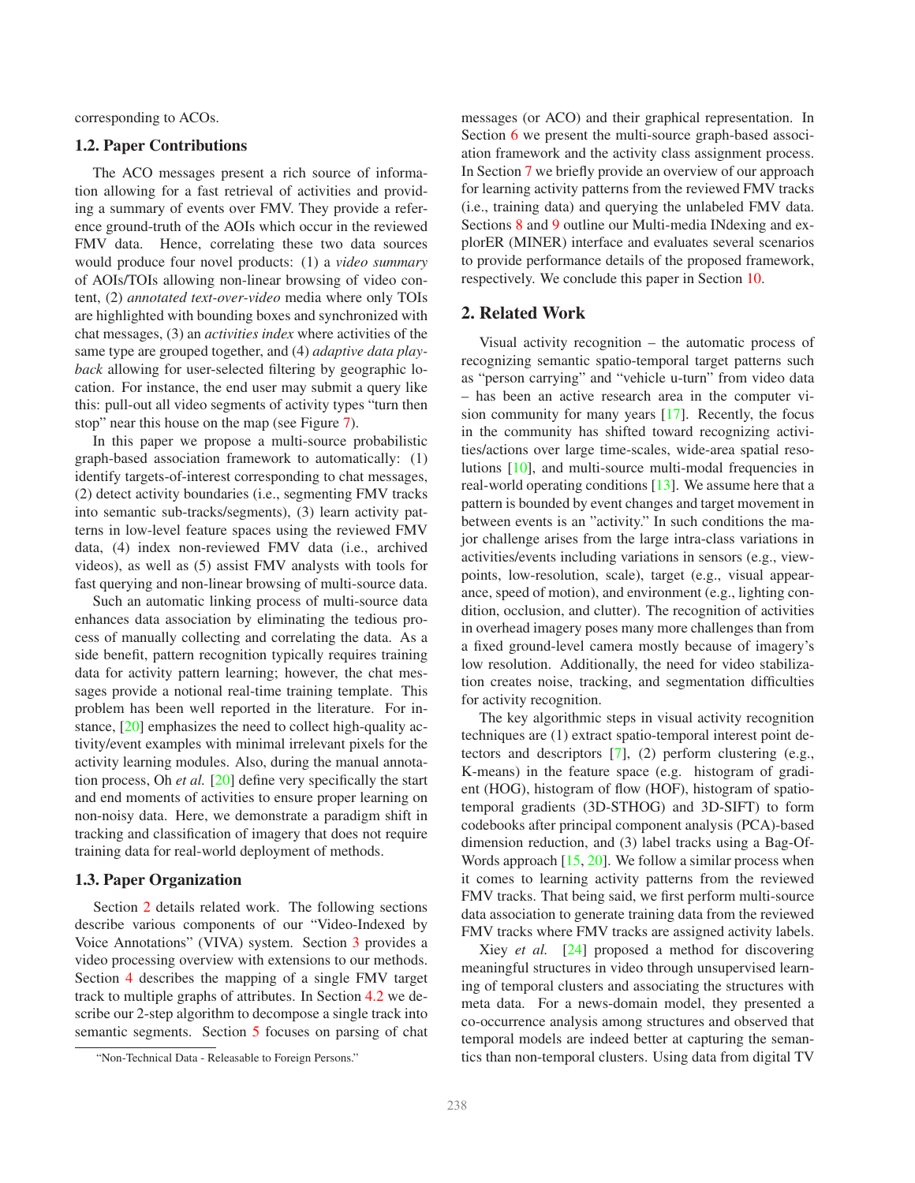corresponding to ACOs.

### 1.2. Paper Contributions

The ACO messages present a rich source of information allowing for a fast retrieval of activities and providing a summary of events over FMV. They provide a reference ground-truth of the AOIs which occur in the reviewed FMV data. Hence, correlating these two data sources would produce four novel products: (1) a *video summary* of AOIs/TOIs allowing non-linear browsing of video content, (2) *annotated text-over-video* media where only TOIs are highlighted with bounding boxes and synchronized with chat messages, (3) an *activities index* where activities of the same type are grouped together, and (4) *adaptive data playback* allowing for user-selected filtering by geographic location. For instance, the end user may submit a query like this: pull-out all video segments of activity types "turn then stop" near this house on the map (see Figure 7).

In this paper we propose a multi-source probabilistic graph-based association framework to automatically: (1) identify targets-of-interest corresponding to chat messages, (2) detect activity boundaries (i.e., segmenting FMV tracks into semantic sub-tracks/segments), (3) learn activity patterns in low-level feature spaces using the reviewed FMV data, (4) index non-reviewed FMV data (i.e., archived videos), as well as (5) assist FMV analysts with tools for fast querying and non-linear browsing of multi-source data.

Such an automatic linking process of multi-source data enhances data association by eliminating the tedious process of manually collecting and correlating the data. As a side benefit, pattern recognition typically requires training data for activity pattern learning; however, the chat messages provide a notional real-time training template. This problem has been well reported in the literature. For instance, [20] emphasizes the need to collect high-quality activity/event examples with minimal irrelevant pixels for the activity learning modules. Also, during the manual annotation process, Oh *et al.* [20] define very specifically the start and end moments of activities to ensure proper learning on non-noisy data. Here, we demonstrate a paradigm shift in tracking and classification of imagery that does not require training data for real-world deployment of methods.

### 1.3. Paper Organization

Section 2 details related work. The following sections describe various components of our "Video-Indexed by Voice Annotations" (VIVA) system. Section 3 provides a video processing overview with extensions to our methods. Section 4 describes the mapping of a single FMV target track to multiple graphs of attributes. In Section 4.2 we describe our 2-step algorithm to decompose a single track into semantic segments. Section 5 focuses on parsing of chat messages (or ACO) and their graphical representation. In Section 6 we present the multi-source graph-based association framework and the activity class assignment process. In Section 7 we briefly provide an overview of our approach for learning activity patterns from the reviewed FMV tracks (i.e., training data) and querying the unlabeled FMV data. Sections 8 and 9 outline our Multi-media INdexing and explorER (MINER) interface and evaluates several scenarios to provide performance details of the proposed framework, respectively. We conclude this paper in Section 10.

"Non-Technical Data - Releasable to Foreign Persons."

## 2. Related Work

Visual activity recognition – the automatic process of recognizing semantic spatio-temporal target patterns such as "person carrying" and "vehicle u-turn" from video data – has been an active research area in the computer vision community for many years [17]. Recently, the focus in the community has shifted toward recognizing activities/actions over large time-scales, wide-area spatial resolutions [10], and multi-source multi-modal frequencies in real-world operating conditions [13]. We assume here that a pattern is bounded by event changes and target movement in between events is an "activity." In such conditions the major challenge arises from the large intra-class variations in activities/events including variations in sensors (e.g., viewpoints, low-resolution, scale), target (e.g., visual appearance, speed of motion), and environment (e.g., lighting condition, occlusion, and clutter). The recognition of activities in overhead imagery poses many more challenges than from a fixed ground-level camera mostly because of imagery's low resolution. Additionally, the need for video stabilization creates noise, tracking, and segmentation difficulties for activity recognition.

The key algorithmic steps in visual activity recognition techniques are (1) extract spatio-temporal interest point detectors and descriptors [7], (2) perform clustering (e.g., K-means) in the feature space (e.g. histogram of gradient (HOG), histogram of flow (HOF), histogram of spatio-temporal gradients (3D-STHOG) and 3D-SIFT) to form codebooks after principal component analysis (PCA)-based dimension reduction, and (3) label tracks using a Bag-Of-Words approach [15, 20]. We follow a similar process when it comes to learning activity patterns from the reviewed FMV tracks. That being said, we first perform multi-source data association to generate training data from the reviewed FMV tracks where FMV tracks are assigned activity labels.

Xiey *et al.* [24] proposed a method for discovering meaningful structures in video through unsupervised learning of temporal clusters and associating the structures with meta data. For a news-domain model, they presented a co-occurrence analysis among structures and observed that temporal models are indeed better at capturing the semantics than non-temporal clusters. Using data from digital TV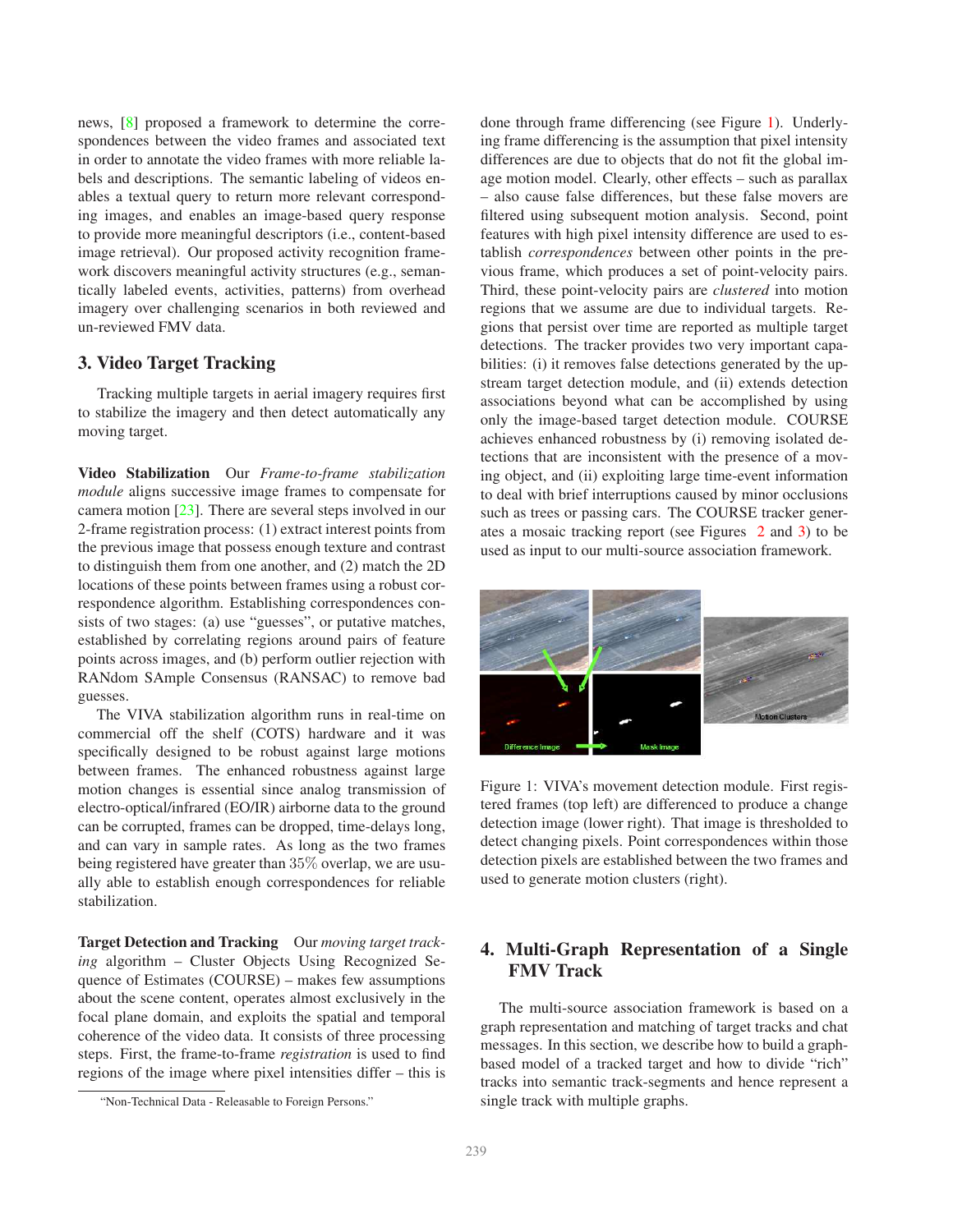news, [8] proposed a framework to determine the correspondences between the video frames and associated text in order to annotate the video frames with more reliable labels and descriptions. The semantic labeling of videos enables a textual query to return more relevant corresponding images, and enables an image-based query response to provide more meaningful descriptors (i.e., content-based image retrieval). Our proposed activity recognition framework discovers meaningful activity structures (e.g., semantically labeled events, activities, patterns) from overhead imagery over challenging scenarios in both reviewed and un-reviewed FMV data.

## 3. Video Target Tracking

Tracking multiple targets in aerial imagery requires first to stabilize the imagery and then detect automatically any moving target.

**Video Stabilization** Our *Frame-to-frame stabilization module* aligns successive image frames to compensate for camera motion [23]. There are several steps involved in our 2-frame registration process: (1) extract interest points from the previous image that possess enough texture and contrast to distinguish them from one another, and (2) match the 2D locations of these points between frames using a robust correspondence algorithm. Establishing correspondences consists of two stages: (a) use "guesses", or putative matches, established by correlating regions around pairs of feature points across images, and (b) perform outlier rejection with RANdom SAmple Consensus (RANSAC) to remove bad guesses.

The VIVA stabilization algorithm runs in real-time on commercial off the shelf (COTS) hardware and it was specifically designed to be robust against large motions between frames. The enhanced robustness against large motion changes is essential since analog transmission of electro-optical/infrared (EO/IR) airborne data to the ground can be corrupted, frames can be dropped, time-delays long, and can vary in sample rates. As long as the two frames being registered have greater than $35\%$ overlap, we are usually able to establish enough correspondences for reliable stabilization.

**Target Detection and Tracking** Our *moving target tracking* algorithm – Cluster Objects Using Recognized Sequence of Estimates (COURSE) – makes few assumptions about the scene content, operates almost exclusively in the focal plane domain, and exploits the spatial and temporal coherence of the video data. It consists of three processing steps. First, the frame-to-frame *registration* is used to find regions of the image where pixel intensities differ – this is done through frame differencing (see Figure 1). Underlying frame differencing is the assumption that pixel intensity differences are due to objects that do not fit the global image motion model. Clearly, other effects – such as parallax – also cause false differences, but these false movers are filtered using subsequent motion analysis. Second, point features with high pixel intensity difference are used to establish *correspondences* between other points in the previous frame, which produces a set of point-velocity pairs. Third, these point-velocity pairs are *clustered* into motion regions that we assume are due to individual targets. Regions that persist over time are reported as multiple target detections. The tracker provides two very important capabilities: (i) it removes false detections generated by the upstream target detection module, and (ii) extends detection associations beyond what can be accomplished by using only the image-based target detection module. COURSE achieves enhanced robustness by (i) removing isolated detections that are inconsistent with the presence of a moving object, and (ii) exploiting large time-event information to deal with brief interruptions caused by minor occlusions such as trees or passing cars. The COURSE tracker generates a mosaic tracking report (see Figures 2 and 3) to be used as input to our multi-source association framework.

Difference Image

Mask Image

Motion Clusters

Figure 1: VIVA's movement detection module. First registered frames (top left) are differenced to produce a change detection image (lower right). That image is thresholded to detect changing pixels. Point correspondences within those detection pixels are established between the two frames and used to generate motion clusters (right).

## 4. Multi-Graph Representation of a Single FMV Track

The multi-source association framework is based on a graph representation and matching of target tracks and chat messages. In this section, we describe how to build a graph-based model of a tracked target and how to divide "rich" tracks into semantic track-segments and hence represent a single track with multiple graphs.

"Non-Technical Data - Releasable to Foreign Persons."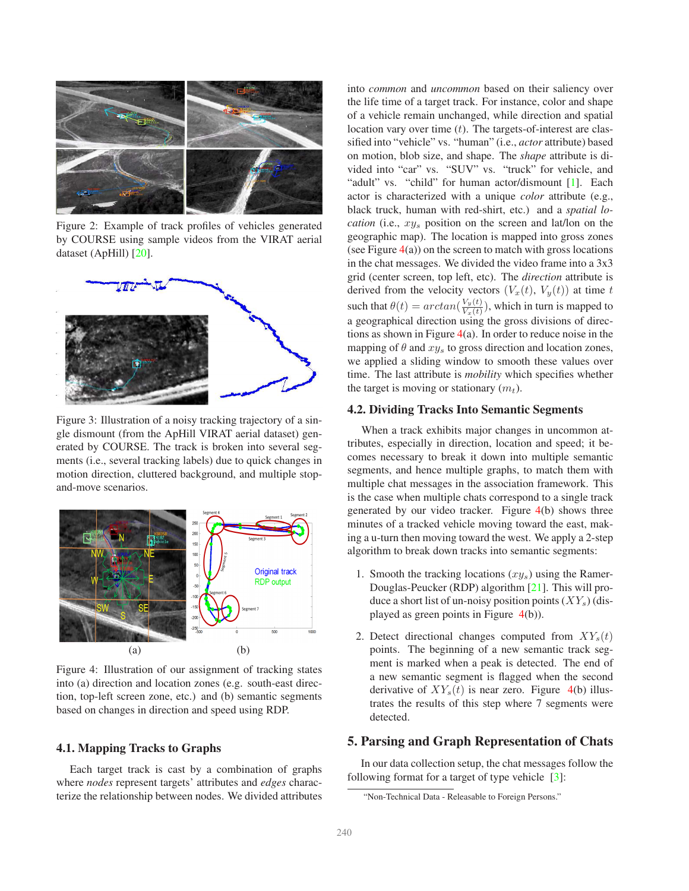Figure 2: Example of track profiles of vehicles generated by COURSE using sample videos from the VIRAT aerial dataset (ApHill) [20].

Figure 3: Illustration of a noisy tracking trajectory of a single dismount (from the ApHill VIRAT aerial dataset) generated by COURSE. The track is broken into several segments (i.e., several tracking labels) due to quick changes in motion direction, cluttered background, and multiple stop-and-move scenarios.

Figure 4: Illustration of our assignment of tracking states into (a) direction and location zones (e.g. south-east direction, top-left screen zone, etc.) and (b) semantic segments based on changes in direction and speed using RDP.

### 4.1. Mapping Tracks to Graphs

Each target track is cast by a combination of graphs where *nodes* represent targets' attributes and *edges* characterize the relationship between nodes. We divided attributes into *common* and *uncommon* based on their saliency over the life time of a target track. For instance, color and shape of a vehicle remain unchanged, while direction and spatial location vary over time ($t$). The targets-of-interest are classified into "vehicle" vs. "human" (i.e., *actor* attribute) based on motion, blob size, and shape. The *shape* attribute is divided into "car" vs. "SUV" vs. "truck" for vehicle, and "adult" vs. "child" for human actor/dismount [1]. Each actor is characterized with a unique *color* attribute (e.g., black truck, human with red-shirt, etc.) and a *spatial location* (i.e., $xy_s$ position on the screen and lat/lon on the geographic map). The location is mapped into gross zones (see Figure 4(a)) on the screen to match with gross locations in the chat messages. We divided the video frame into a 3x3 grid (center screen, top left, etc). The *direction* attribute is derived from the velocity vectors ($V_x(t)$, $V_y(t)$) at time $t$ such that $\theta(t) = arctan(\frac{V_y(t)}{V_x(t)})$, which in turn is mapped to a geographical direction using the gross divisions of directions as shown in Figure 4(a). In order to reduce noise in the mapping of $\theta$ and $xy_s$ to gross direction and location zones, we applied a sliding window to smooth these values over time. The last attribute is *mobility* which specifies whether the target is moving or stationary ($m_t$).

### 4.2. Dividing Tracks Into Semantic Segments

When a track exhibits major changes in uncommon attributes, especially in direction, location and speed; it becomes necessary to break it down into multiple semantic segments, and hence multiple graphs, to match them with multiple chat messages in the association framework. This is the case when multiple chats correspond to a single track generated by our video tracker. Figure 4(b) shows three minutes of a tracked vehicle moving toward the east, making a u-turn then moving toward the west. We apply a 2-step algorithm to break down tracks into semantic segments:

1. Smooth the tracking locations ($xy_s$) using the Ramer-Douglas-Peucker (RDP) algorithm [21]. This will produce a short list of un-noisy position points ($XY_s$) (displayed as green points in Figure 4(b)).
2. Detect directional changes computed from $XY_s(t)$ points. The beginning of a new semantic track segment is marked when a peak is detected. The end of a new semantic segment is flagged when the second derivative of $XY_s(t)$ is near zero. Figure 4(b) illustrates the results of this step where 7 segments were detected.

## 5. Parsing and Graph Representation of Chats

In our data collection setup, the chat messages follow the following format for a target of type vehicle [3]:

"Non-Technical Data - Releasable to Foreign Persons."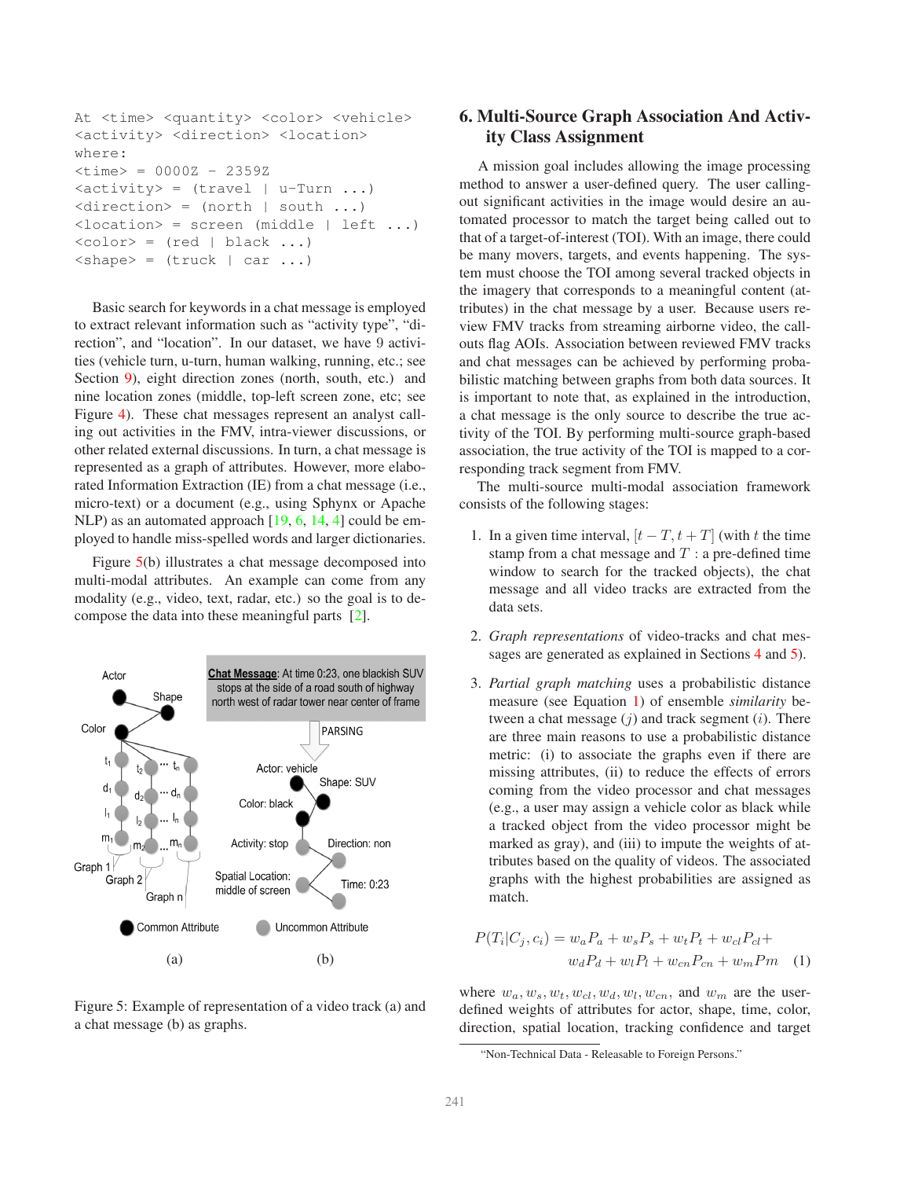```
At <time> <quantity> <color> <vehicle>
<activity> <direction> <location>
where:
<time> = 0000Z - 2359Z
<activity> = (travel | u-Turn ...)
<direction> = (north | south ...)
<location> = screen (middle | left ...)
<color> = (red | black ...)
<shape> = (truck | car ...)
```

Basic search for keywords in a chat message is employed to extract relevant information such as "activity type", "direction", and "location". In our dataset, we have 9 activities (vehicle turn, u-turn, human walking, running, etc.; see Section 9), eight direction zones (north, south, etc.) and nine location zones (middle, top-left screen zone, etc; see Figure 4). These chat messages represent an analyst calling out activities in the FMV, intra-viewer discussions, or other related external discussions. In turn, a chat message is represented as a graph of attributes. However, more elaborated Information Extraction (IE) from a chat message (i.e., micro-text) or a document (e.g., using Sphynx or Apache NLP) as an automated approach [19, 6, 14, 4] could be employed to handle miss-spelled words and larger dictionaries.

Figure 5(b) illustrates a chat message decomposed into multi-modal attributes. An example can come from any modality (e.g., video, text, radar, etc.) so the goal is to decompose the data into these meaningful parts [2].

Actor
Shape
Color
$t_1$ $t_2$ ... $t_n$
$d_1$ $d_2$ ... $d_n$
$l_1$ $l_2$ ... $l_n$
$m_1$ $m_2$ ... $m_n$
Graph 1
Graph 2
Graph n
Common Attribute
(a)

Chat Message: At time 0:23, one blackish SUV stops at the side of a road south of highway north west of radar tower near center of frame
PARSING
Actor: vehicle
Shape: SUV
Color: black
Activity: stop
Direction: non
Spatial Location: middle of screen
Time: 0:23
Uncommon Attribute
(b)

Figure 5: Example of representation of a video track (a) and a chat message (b) as graphs.

# 6. Multi-Source Graph Association And Activity Class Assignment

A mission goal includes allowing the image processing method to answer a user-defined query. The user calling-out significant activities in the image would desire an automated processor to match the target being called out to that of a target-of-interest (TOI). With an image, there could be many movers, targets, and events happening. The system must choose the TOI among several tracked objects in the imagery that corresponds to a meaningful content (attributes) in the chat message by a user. Because users review FMV tracks from streaming airborne video, the call-outs flag AOIs. Association between reviewed FMV tracks and chat messages can be achieved by performing probabilistic matching between graphs from both data sources. It is important to note that, as explained in the introduction, a chat message is the only source to describe the true activity of the TOI. By performing multi-source graph-based association, the true activity of the TOI is mapped to a corresponding track segment from FMV.

The multi-source multi-modal association framework consists of the following stages:

1. In a given time interval, $[t - T, t + T]$ (with $t$ the time stamp from a chat message and $T$ : a pre-defined time window to search for the tracked objects), the chat message and all video tracks are extracted from the data sets.

2. *Graph representations* of video-tracks and chat messages are generated as explained in Sections 4 and 5).

3. *Partial graph matching* uses a probabilistic distance measure (see Equation 1) of ensemble *similarity* between a chat message ($j$) and track segment ($i$). There are three main reasons to use a probabilistic distance metric: (i) to associate the graphs even if there are missing attributes, (ii) to reduce the effects of errors coming from the video processor and chat messages (e.g., a user may assign a vehicle color as black while a tracked object from the video processor might be marked as gray), and (iii) to impute the weights of attributes based on the quality of videos. The associated graphs with the highest probabilities are assigned as match.

$$P(T_i|C_j, c_i) = w_a P_a + w_s P_s + w_t P_t + w_{cl} P_{cl} + w_d P_d + w_l P_l + w_{cn} P_{cn} + w_m Pm \quad (1)$$

where $w_a, w_s, w_t, w_{cl}, w_d, w_l, w_{cn}$, and $w_m$ are the user-defined weights of attributes for actor, shape, time, color, direction, spatial location, tracking confidence and target

"Non-Technical Data - Releasable to Foreign Persons."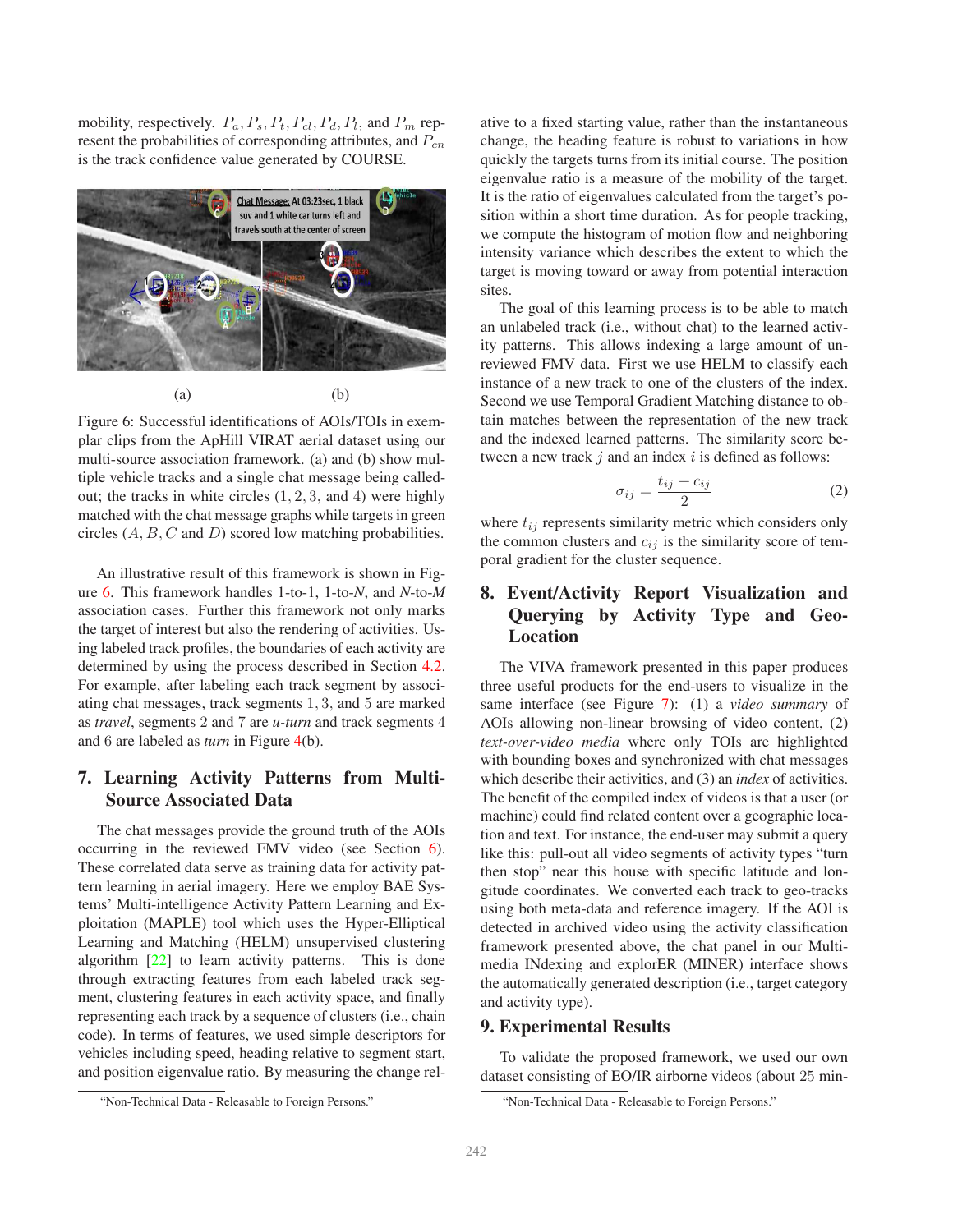mobility, respectively. $P_a, P_s, P_t, P_{cl}, P_d, P_l$, and $P_m$ represent the probabilities of corresponding attributes, and $P_{cn}$ is the track confidence value generated by COURSE.

(a) (b)

Figure 6: Successful identifications of AOIs/TOIs in exemplar clips from the ApHill VIRAT aerial dataset using our multi-source association framework. (a) and (b) show multiple vehicle tracks and a single chat message being called-out; the tracks in white circles $(1, 2, 3,$ and $4)$ were highly matched with the chat message graphs while targets in green circles $(A, B, C$ and $D)$ scored low matching probabilities.

An illustrative result of this framework is shown in Figure 6. This framework handles 1-to-1, 1-to-*N*, and *N*-to-*M* association cases. Further this framework not only marks the target of interest but also the rendering of activities. Using labeled track profiles, the boundaries of each activity are determined by using the process described in Section 4.2. For example, after labeling each track segment by associating chat messages, track segments $1, 3,$ and $5$ are marked as *travel*, segments 2 and 7 are *u-turn* and track segments 4 and 6 are labeled as *turn* in Figure 4(b).

## 7. Learning Activity Patterns from Multi-Source Associated Data

The chat messages provide the ground truth of the AOIs occurring in the reviewed FMV video (see Section 6). These correlated data serve as training data for activity pattern learning in aerial imagery. Here we employ BAE Systems' Multi-intelligence Activity Pattern Learning and Exploitation (MAPLE) tool which uses the Hyper-Elliptical Learning and Matching (HELM) unsupervised clustering algorithm [22] to learn activity patterns. This is done through extracting features from each labeled track segment, clustering features in each activity space, and finally representing each track by a sequence of clusters (i.e., chain code). In terms of features, we used simple descriptors for vehicles including speed, heading relative to segment start, and position eigenvalue ratio. By measuring the change relative to a fixed starting value, rather than the instantaneous change, the heading feature is robust to variations in how quickly the targets turns from its initial course. The position eigenvalue ratio is a measure of the mobility of the target. It is the ratio of eigenvalues calculated from the target's position within a short time duration. As for people tracking, we compute the histogram of motion flow and neighboring intensity variance which describes the extent to which the target is moving toward or away from potential interaction sites.

The goal of this learning process is to be able to match an unlabeled track (i.e., without chat) to the learned activity patterns. This allows indexing a large amount of unreviewed FMV data. First we use HELM to classify each instance of a new track to one of the clusters of the index. Second we use Temporal Gradient Matching distance to obtain matches between the representation of the new track and the indexed learned patterns. The similarity score between a new track $j$ and an index $i$ is defined as follows:

$$\sigma_{ij} = \frac{t_{ij} + c_{ij}}{2} \tag{2}$$

where $t_{ij}$ represents similarity metric which considers only the common clusters and $c_{ij}$ is the similarity score of temporal gradient for the cluster sequence.

## 8. Event/Activity Report Visualization and Querying by Activity Type and Geo-Location

The VIVA framework presented in this paper produces three useful products for the end-users to visualize in the same interface (see Figure 7): (1) a *video summary* of AOIs allowing non-linear browsing of video content, (2) *text-over-video media* where only TOIs are highlighted with bounding boxes and synchronized with chat messages which describe their activities, and (3) an *index* of activities. The benefit of the compiled index of videos is that a user (or machine) could find related content over a geographic location and text. For instance, the end-user may submit a query like this: pull-out all video segments of activity types "turn then stop" near this house with specific latitude and longitude coordinates. We converted each track to geo-tracks using both meta-data and reference imagery. If the AOI is detected in archived video using the activity classification framework presented above, the chat panel in our Multimedia INdexing and explorER (MINER) interface shows the automatically generated description (i.e., target category and activity type).

## 9. Experimental Results

To validate the proposed framework, we used our own dataset consisting of EO/IR airborne videos (about 25 min-

"Non-Technical Data - Releasable to Foreign Persons."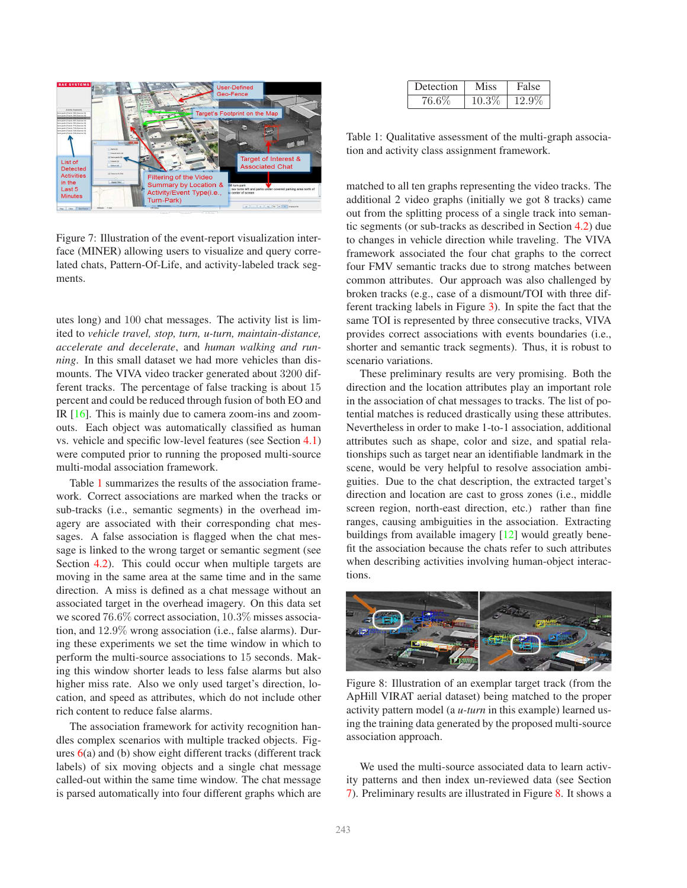Figure 7: Illustration of the event-report visualization interface (MINER) allowing users to visualize and query correlated chats, Pattern-Of-Life, and activity-labeled track segments.

utes long) and 100 chat messages. The activity list is limited to *vehicle travel, stop, turn, u-turn, maintain-distance, accelerate and decelerate*, and *human walking and running*. In this small dataset we had more vehicles than dismounts. The VIVA video tracker generated about 3200 different tracks. The percentage of false tracking is about 15 percent and could be reduced through fusion of both EO and IR [16]. This is mainly due to camera zoom-ins and zoom-outs. Each object was automatically classified as human vs. vehicle and specific low-level features (see Section 4.1) were computed prior to running the proposed multi-source multi-modal association framework.

Table 1 summarizes the results of the association framework. Correct associations are marked when the tracks or sub-tracks (i.e., semantic segments) in the overhead imagery are associated with their corresponding chat messages. A false association is flagged when the chat message is linked to the wrong target or semantic segment (see Section 4.2). This could occur when multiple targets are moving in the same area at the same time and in the same direction. A miss is defined as a chat message without an associated target in the overhead imagery. On this data set we scored 76.6% correct association, 10.3% misses association, and 12.9% wrong association (i.e., false alarms). During these experiments we set the time window in which to perform the multi-source associations to 15 seconds. Making this window shorter leads to less false alarms but also higher miss rate. Also we only used target's direction, location, and speed as attributes, which do not include other rich content to reduce false alarms.

The association framework for activity recognition handles complex scenarios with multiple tracked objects. Figures 6(a) and (b) show eight different tracks (different track labels) of six moving objects and a single chat message called-out within the same time window. The chat message is parsed automatically into four different graphs which are

| Detection | Miss | False |
|---|---|---|
| 76.6% | 10.3% | 12.9% |

Table 1: Qualitative assessment of the multi-graph association and activity class assignment framework.

matched to all ten graphs representing the video tracks. The additional 2 video graphs (initially we got 8 tracks) came out from the splitting process of a single track into semantic segments (or sub-tracks as described in Section 4.2) due to changes in vehicle direction while traveling. The VIVA framework associated the four chat graphs to the correct four FMV semantic tracks due to strong matches between common attributes. Our approach was also challenged by broken tracks (e.g., case of a dismount/TOI with three different tracking labels in Figure 3). In spite the fact that the same TOI is represented by three consecutive tracks, VIVA provides correct associations with events boundaries (i.e., shorter and semantic track segments). Thus, it is robust to scenario variations.

These preliminary results are very promising. Both the direction and the location attributes play an important role in the association of chat messages to tracks. The list of potential matches is reduced drastically using these attributes. Nevertheless in order to make 1-to-1 association, additional attributes such as shape, color and size, and spatial relationships such as target near an identifiable landmark in the scene, would be very helpful to resolve association ambiguities. Due to the chat description, the extracted target's direction and location are cast to gross zones (i.e., middle screen region, north-east direction, etc.) rather than fine ranges, causing ambiguities in the association. Extracting buildings from available imagery [12] would greatly benefit the association because the chats refer to such attributes when describing activities involving human-object interactions.

Figure 8: Illustration of an exemplar target track (from the ApHill VIRAT aerial dataset) being matched to the proper activity pattern model (a *u-turn* in this example) learned using the training data generated by the proposed multi-source association approach.

We used the multi-source associated data to learn activity patterns and then index un-reviewed data (see Section 7). Preliminary results are illustrated in Figure 8. It shows a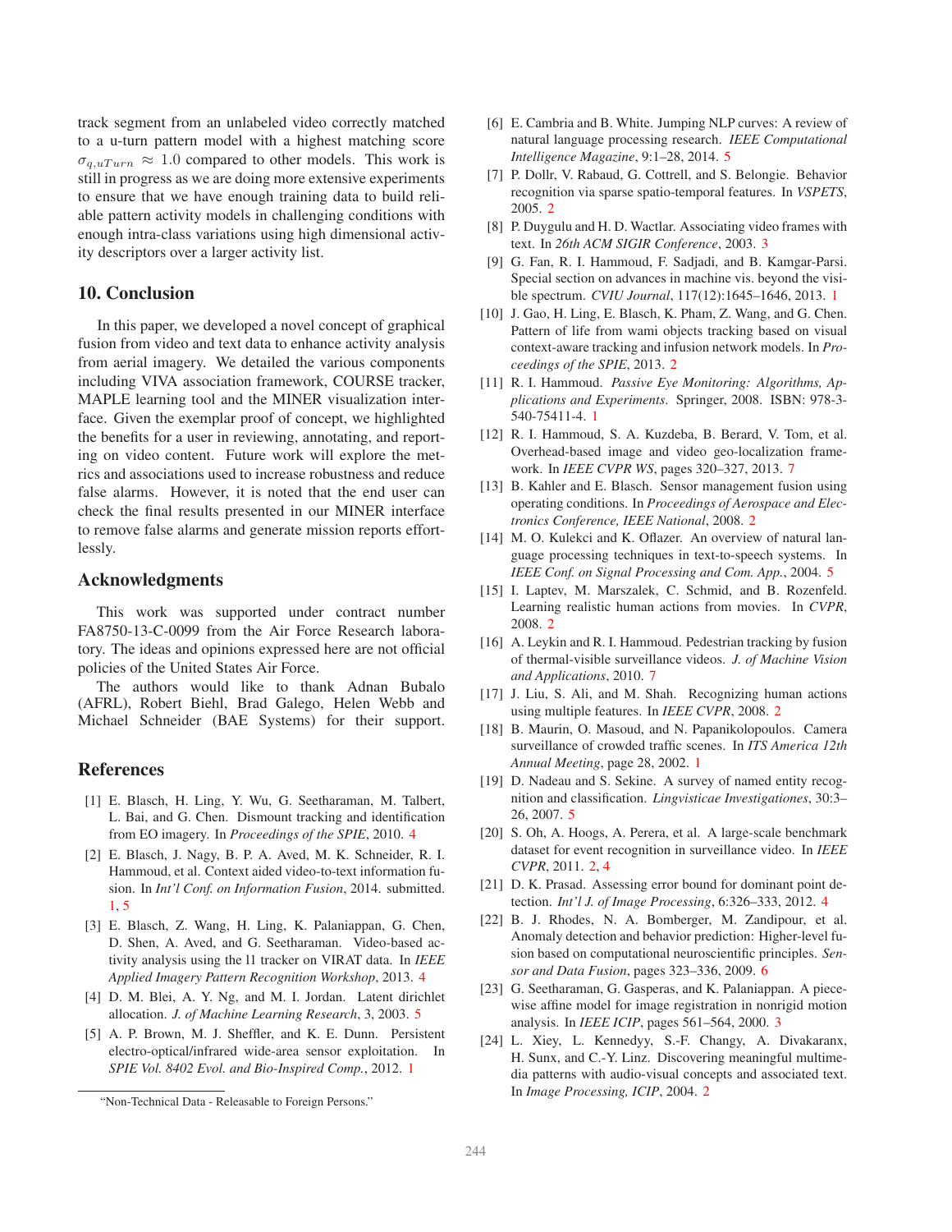track segment from an unlabeled video correctly matched to a u-turn pattern model with a highest matching score $\sigma_{q,uTurn} \approx 1.0$ compared to other models. This work is still in progress as we are doing more extensive experiments to ensure that we have enough training data to build reliable pattern activity models in challenging conditions with enough intra-class variations using high dimensional activity descriptors over a larger activity list.

## 10. Conclusion

In this paper, we developed a novel concept of graphical fusion from video and text data to enhance activity analysis from aerial imagery. We detailed the various components including VIVA association framework, COURSE tracker, MAPLE learning tool and the MINER visualization interface. Given the exemplar proof of concept, we highlighted the benefits for a user in reviewing, annotating, and reporting on video content. Future work will explore the metrics and associations used to increase robustness and reduce false alarms. However, it is noted that the end user can check the final results presented in our MINER interface to remove false alarms and generate mission reports effortlessly.

## Acknowledgments

This work was supported under contract number FA8750-13-C-0099 from the Air Force Research laboratory. The ideas and opinions expressed here are not official policies of the United States Air Force.

The authors would like to thank Adnan Bubalo (AFRL), Robert Biehl, Brad Galego, Helen Webb and Michael Schneider (BAE Systems) for their support.

## References

[1] E. Blasch, H. Ling, Y. Wu, G. Seetharaman, M. Talbert, L. Bai, and G. Chen. Dismount tracking and identification from EO imagery. In *Proceedings of the SPIE*, 2010. 4

[2] E. Blasch, J. Nagy, B. P. A. Aved, M. K. Schneider, R. I. Hammoud, et al. Context aided video-to-text information fusion. In *Int'l Conf. on Information Fusion*, 2014. submitted. 1, 5

[3] E. Blasch, Z. Wang, H. Ling, K. Palaniappan, G. Chen, D. Shen, A. Aved, and G. Seetharaman. Video-based activity analysis using the l1 tracker on VIRAT data. In *IEEE Applied Imagery Pattern Recognition Workshop*, 2013. 4

[4] D. M. Blei, A. Y. Ng, and M. I. Jordan. Latent dirichlet allocation. *J. of Machine Learning Research*, 3, 2003. 5

[5] A. P. Brown, M. J. Sheffler, and K. E. Dunn. Persistent electro-optical/infrared wide-area sensor exploitation. In *SPIE Vol. 8402 Evol. and Bio-Inspired Comp.*, 2012. 1

[6] E. Cambria and B. White. Jumping NLP curves: A review of natural language processing research. *IEEE Computational Intelligence Magazine*, 9:1–28, 2014. 5

[7] P. Dollr, V. Rabaud, G. Cottrell, and S. Belongie. Behavior recognition via sparse spatio-temporal features. In *VSPETS*, 2005. 2

[8] P. Duygulu and H. D. Wactlar. Associating video frames with text. In *26th ACM SIGIR Conference*, 2003. 3

[9] G. Fan, R. I. Hammoud, F. Sadjadi, and B. Kamgar-Parsi. Special section on advances in machine vis. beyond the visible spectrum. *CVIU Journal*, 117(12):1645–1646, 2013. 1

[10] J. Gao, H. Ling, E. Blasch, K. Pham, Z. Wang, and G. Chen. Pattern of life from wami objects tracking based on visual context-aware tracking and infusion network models. In *Proceedings of the SPIE*, 2013. 2

[11] R. I. Hammoud. *Passive Eye Monitoring: Algorithms, Applications and Experiments*. Springer, 2008. ISBN: 978-3-540-75411-4. 1

[12] R. I. Hammoud, S. A. Kuzdeba, B. Berard, V. Tom, et al. Overhead-based image and video geo-localization framework. In *IEEE CVPR WS*, pages 320–327, 2013. 7

[13] B. Kahler and E. Blasch. Sensor management fusion using operating conditions. In *Proceedings of Aerospace and Electronics Conference, IEEE National*, 2008. 2

[14] M. O. Kulekci and K. Oflazer. An overview of natural language processing techniques in text-to-speech systems. In *IEEE Conf. on Signal Processing and Com. App.*, 2004. 5

[15] I. Laptev, M. Marszalek, C. Schmid, and B. Rozenfeld. Learning realistic human actions from movies. In *CVPR*, 2008. 2

[16] A. Leykin and R. I. Hammoud. Pedestrian tracking by fusion of thermal-visible surveillance videos. *J. of Machine Vision and Applications*, 2010. 7

[17] J. Liu, S. Ali, and M. Shah. Recognizing human actions using multiple features. In *IEEE CVPR*, 2008. 2

[18] B. Maurin, O. Masoud, and N. Papanikolopoulos. Camera surveillance of crowded traffic scenes. In *ITS America 12th Annual Meeting*, page 28, 2002. 1

[19] D. Nadeau and S. Sekine. A survey of named entity recognition and classification. *Lingvisticae Investigationes*, 30:3–26, 2007. 5

[20] S. Oh, A. Hoogs, A. Perera, et al. A large-scale benchmark dataset for event recognition in surveillance video. In *IEEE CVPR*, 2011. 2, 4

[21] D. K. Prasad. Assessing error bound for dominant point detection. *Int'l J. of Image Processing*, 6:326–333, 2012. 4

[22] B. J. Rhodes, N. A. Bomberger, M. Zandipour, et al. Anomaly detection and behavior prediction: Higher-level fusion based on computational neuroscientific principles. *Sensor and Data Fusion*, pages 323–336, 2009. 6

[23] G. Seetharaman, G. Gasperas, and K. Palaniappan. A piecewise affine model for image registration in nonrigid motion analysis. In *IEEE ICIP*, pages 561–564, 2000. 3

[24] L. Xiey, L. Kennedyy, S.-F. Changy, A. Divakaranx, H. Sunx, and C.-Y. Linz. Discovering meaningful multimedia patterns with audio-visual concepts and associated text. In *Image Processing, ICIP*, 2004. 2

"Non-Technical Data - Releasable to Foreign Persons."